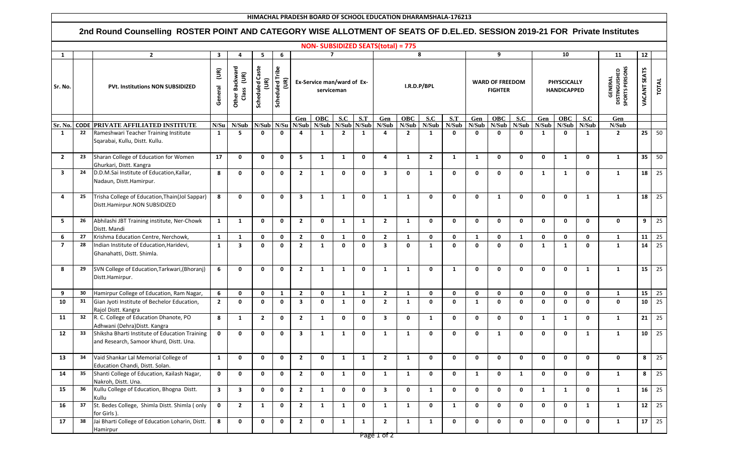# HIMACHAL PRADESH BOARD OF SCHOOL EDUCATION DHARAMSHALA-176213

## 2nd Round Counselling ROSTER POINT AND CATEGORY WISE ALLOTMENT OF SEATS OF D.EL.ED. SESSION 2019-21 FOR Private Institutes

### NON- SUBSIDIZED SEATS(total) = 775

| 1 | | 2 | 3 | 4 | 5 | 6 | 7 | | | | 8 | | | | 9 | | | 10 | | | 11 | 12 | |
|---|---|---|---|---|---|---|---|---|---|---|---|---|---|---|---|---|---|---|---|---|---|---|---|
| Sr. No. | | PVt. Institutions NON SUBSIDIZED | General (UR) | Other Backward Class (UR) | Scheduled Caste (UR) | Scheduled Tribe (UR) | Ex-Service man/ward of Ex-serviceman | | | | I.R.D.P/BPL | | | | WARD OF FREEDOM FIGHTER | | | PHYSCICALLY HANDICAPPED | | | GENERAL DISTINGUISHED SPORTS PERSONS | VACANT SEATS | TOTAL |
| | | | | | | | Gen | OBC | S.C | S.T | Gen | OBC | S.C | S.T | Gen | OBC | S.C | Gen | OBC | S.C | Gen | | |
| Sr. No. | CODE | PRIVATE AFFILIATED INSTITUTE | N/Su | N/Sub | N/Sub | N/Su | N/Sub | N/Sub | N/Sub | N/Sub | N/Sub | N/Sub | N/Sub | N/Sub | N/Sub | N/Sub | N/Sub | N/Sub | N/Sub | N/Sub | N/Sub | | |
| 1 | 22 | Rameshwari Teacher Training Institute Sqarabai, Kullu, Distt. Kullu. | 1 | 5 | 0 | 0 | 4 | 1 | 2 | 1 | 4 | 2 | 1 | 0 | 0 | 0 | 0 | 1 | 0 | 1 | 2 | 25 | 50 |
| 2 | 23 | Sharan College of Education for Women Ghurkari, Distt. Kangra | 17 | 0 | 0 | 0 | 5 | 1 | 1 | 0 | 4 | 1 | 2 | 1 | 1 | 0 | 0 | 0 | 1 | 0 | 1 | 35 | 50 |
| 3 | 24 | D.D.M.Sai Institute of Education,Kallar, Nadaun, Distt.Hamirpur. | 8 | 0 | 0 | 0 | 2 | 1 | 0 | 0 | 3 | 0 | 1 | 0 | 0 | 0 | 0 | 1 | 1 | 0 | 1 | 18 | 25 |
| 4 | 25 | Trisha College of Education,Thain(Jol Sappar) Distt.Hamirpur.NON SUBSIDIZED | 8 | 0 | 0 | 0 | 3 | 1 | 1 | 0 | 1 | 1 | 0 | 0 | 0 | 1 | 0 | 0 | 0 | 1 | 1 | 18 | 25 |
| 5 | 26 | Abhilashi JBT Training institute, Ner-Chowk Distt. Mandi | 1 | 1 | 0 | 0 | 2 | 0 | 1 | 1 | 2 | 1 | 0 | 0 | 0 | 0 | 0 | 0 | 0 | 0 | 0 | 9 | 25 |
| 6 | 27 | Krishma Education Centre, Nerchowk, | 1 | 1 | 0 | 0 | 2 | 0 | 1 | 0 | 2 | 1 | 0 | 0 | 1 | 0 | 1 | 0 | 0 | 0 | 1 | 11 | 25 |
| 7 | 28 | Indian Institute of Education,Haridevi, Ghanahatti, Distt. Shimla. | 1 | 3 | 0 | 0 | 2 | 1 | 0 | 0 | 3 | 0 | 1 | 0 | 0 | 0 | 0 | 1 | 1 | 0 | 1 | 14 | 25 |
| 8 | 29 | SVN College of Education,Tarkwari,(Bhoranj) Distt.Hamirpur. | 6 | 0 | 0 | 0 | 2 | 1 | 1 | 0 | 1 | 1 | 0 | 1 | 0 | 0 | 0 | 0 | 0 | 1 | 1 | 15 | 25 |
| 9 | 30 | Hamirpur College of Education, Ram Nagar, | 6 | 0 | 0 | 1 | 2 | 0 | 1 | 1 | 2 | 1 | 0 | 0 | 0 | 0 | 0 | 0 | 0 | 0 | 1 | 15 | 25 |
| 10 | 31 | Gian Jyoti Institute of Bechelor Education, Rajol Distt. Kangra | 2 | 0 | 0 | 0 | 3 | 0 | 1 | 0 | 2 | 1 | 0 | 0 | 1 | 0 | 0 | 0 | 0 | 0 | 0 | 10 | 25 |
| 11 | 32 | R. C. College of Education Dhanote, PO Adhwani (Dehra)Distt. Kangra | 8 | 1 | 2 | 0 | 2 | 1 | 0 | 0 | 3 | 0 | 1 | 0 | 0 | 0 | 0 | 1 | 1 | 0 | 1 | 21 | 25 |
| 12 | 33 | Shiksha Bharti Institute of Education Training and Research, Samoor khurd, Distt. Una. | 0 | 0 | 0 | 0 | 3 | 1 | 1 | 0 | 1 | 1 | 0 | 0 | 0 | 1 | 0 | 0 | 0 | 1 | 1 | 10 | 25 |
| 13 | 34 | Vaid Shankar Lal Memorial College of Education Chandi, Distt. Solan. | 1 | 0 | 0 | 0 | 2 | 0 | 1 | 1 | 2 | 1 | 0 | 0 | 0 | 0 | 0 | 0 | 0 | 0 | 0 | 8 | 25 |
| 14 | 35 | Shanti College of Education, Kailash Nagar, Nakroh, Distt. Una. | 0 | 0 | 0 | 0 | 2 | 0 | 1 | 0 | 1 | 1 | 0 | 0 | 1 | 0 | 1 | 0 | 0 | 0 | 1 | 8 | 25 |
| 15 | 36 | Kullu College of Education, Bhogna Distt. Kullu | 3 | 3 | 0 | 0 | 2 | 1 | 0 | 0 | 3 | 0 | 1 | 0 | 0 | 0 | 0 | 1 | 1 | 0 | 1 | 16 | 25 |
| 16 | 37 | St. Bedes College, Shimla Distt. Shimla ( only for Girls ). | 0 | 2 | 1 | 0 | 2 | 1 | 1 | 0 | 1 | 1 | 0 | 1 | 0 | 0 | 0 | 0 | 0 | 1 | 1 | 12 | 25 |
| 17 | 38 | Jai Bharti College of Education Loharin, Distt. Hamirpur | 8 | 0 | 0 | 0 | 2 | 0 | 1 | 1 | 2 | 1 | 1 | 0 | 0 | 0 | 0 | 0 | 0 | 0 | 1 | 17 | 25 |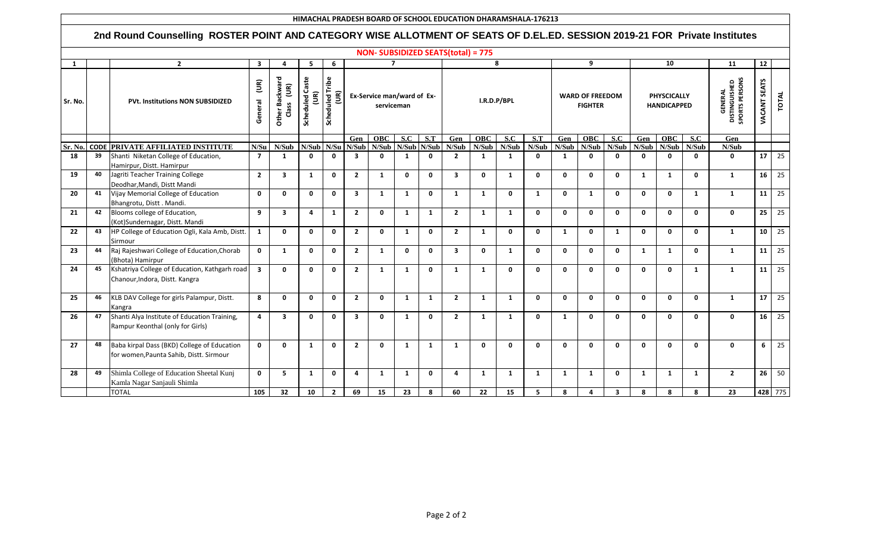HIMACHAL PRADESH BOARD OF SCHOOL EDUCATION DHARAMSHALA-176213

## 2nd Round Counselling ROSTER POINT AND CATEGORY WISE ALLOTMENT OF SEATS OF D.EL.ED. SESSION 2019-21 FOR Private Institutes

### NON- SUBSIDIZED SEATS(total) = 775

| 1 | | 2 | 3 | 4 | 5 | 6 | 7 | | | | 8 | | | | 9 | | | 10 | | | 11 | 12 | |
|---|---|---|---|---|---|---|---|---|---|---|---|---|---|---|---|---|---|---|---|---|---|---|---|
| Sr. No. | | PVt. Institutions NON SUBSIDIZED | General (UR) | Other Backward Class (UR) | Scheduled Caste (UR) | Scheduled Tribe (UR) | Ex-Service man/ward of Ex-serviceman | | | | I.R.D.P/BPL | | | | WARD OF FREEDOM FIGHTER | | | PHYSCICALLY HANDICAPPED | | | GENERAL DISTINGUISHED SPORTS PERSONS | VACANT SEATS | TOTAL |
| | | | | | | | Gen | OBC | S.C | S.T | Gen | OBC | S.C | S.T | Gen | OBC | S.C | Gen | OBC | S.C | Gen | | |
| Sr. No. | CODE | PRIVATE AFFILIATED INSTITUTE | N/Su | N/Sub | N/Sub | N/Su | N/Sub | N/Sub | N/Sub | N/Sub | N/Sub | N/Sub | N/Sub | N/Sub | N/Sub | N/Sub | N/Sub | N/Sub | N/Sub | N/Sub | N/Sub | | |
| 18 | 39 | Shanti Niketan College of Education, Hamirpur, Distt. Hamirpur | 7 | 1 | 0 | 0 | 3 | 0 | 1 | 0 | 2 | 1 | 1 | 0 | 1 | 0 | 0 | 0 | 0 | 0 | 0 | 17 | 25 |
| 19 | 40 | Jagriti Teacher Training College Deodhar,Mandi, Distt Mandi | 2 | 3 | 1 | 0 | 2 | 1 | 0 | 0 | 3 | 0 | 1 | 0 | 0 | 0 | 0 | 1 | 1 | 0 | 1 | 16 | 25 |
| 20 | 41 | Vijay Memorial College of Education Bhangrotu, Distt . Mandi. | 0 | 0 | 0 | 0 | 3 | 1 | 1 | 0 | 1 | 1 | 0 | 1 | 0 | 1 | 0 | 0 | 0 | 1 | 1 | 11 | 25 |
| 21 | 42 | Blooms college of Education, (Kot)Sundernagar, Distt. Mandi | 9 | 3 | 4 | 1 | 2 | 0 | 1 | 1 | 2 | 1 | 1 | 0 | 0 | 0 | 0 | 0 | 0 | 0 | 0 | 25 | 25 |
| 22 | 43 | HP College of Education Ogli, Kala Amb, Distt. Sirmour | 1 | 0 | 0 | 0 | 2 | 0 | 1 | 0 | 2 | 1 | 0 | 0 | 1 | 0 | 1 | 0 | 0 | 0 | 1 | 10 | 25 |
| 23 | 44 | Raj Rajeshwari College of Education,Chorab (Bhota) Hamirpur | 0 | 1 | 0 | 0 | 2 | 1 | 0 | 0 | 3 | 0 | 1 | 0 | 0 | 0 | 0 | 1 | 1 | 0 | 1 | 11 | 25 |
| 24 | 45 | Kshatriya College of Education, Kathgarh road Chanour,Indora, Distt. Kangra | 3 | 0 | 0 | 0 | 2 | 1 | 1 | 0 | 1 | 1 | 0 | 0 | 0 | 0 | 0 | 0 | 0 | 1 | 1 | 11 | 25 |
| 25 | 46 | KLB DAV College for girls Palampur, Distt. Kangra | 8 | 0 | 0 | 0 | 2 | 0 | 1 | 1 | 2 | 1 | 1 | 0 | 0 | 0 | 0 | 0 | 0 | 0 | 1 | 17 | 25 |
| 26 | 47 | Shanti Alya Institute of Education Training, Rampur Keonthal (only for Girls) | 4 | 3 | 0 | 0 | 3 | 0 | 1 | 0 | 2 | 1 | 1 | 0 | 1 | 0 | 0 | 0 | 0 | 0 | 0 | 16 | 25 |
| 27 | 48 | Baba kirpal Dass (BKD) College of Education for women,Paunta Sahib, Distt. Sirmour | 0 | 0 | 1 | 0 | 2 | 0 | 1 | 1 | 1 | 0 | 0 | 0 | 0 | 0 | 0 | 0 | 0 | 0 | 0 | 6 | 25 |
| 28 | 49 | Shimla College of Education Sheetal Kunj Kamla Nagar Sanjauli Shimla | 0 | 5 | 1 | 0 | 4 | 1 | 1 | 0 | 4 | 1 | 1 | 1 | 1 | 1 | 0 | 1 | 1 | 1 | 2 | 26 | 50 |
| | | TOTAL | 105 | 32 | 10 | 2 | 69 | 15 | 23 | 8 | 60 | 22 | 15 | 5 | 8 | 4 | 3 | 8 | 8 | 8 | 23 | 428 | 775 |